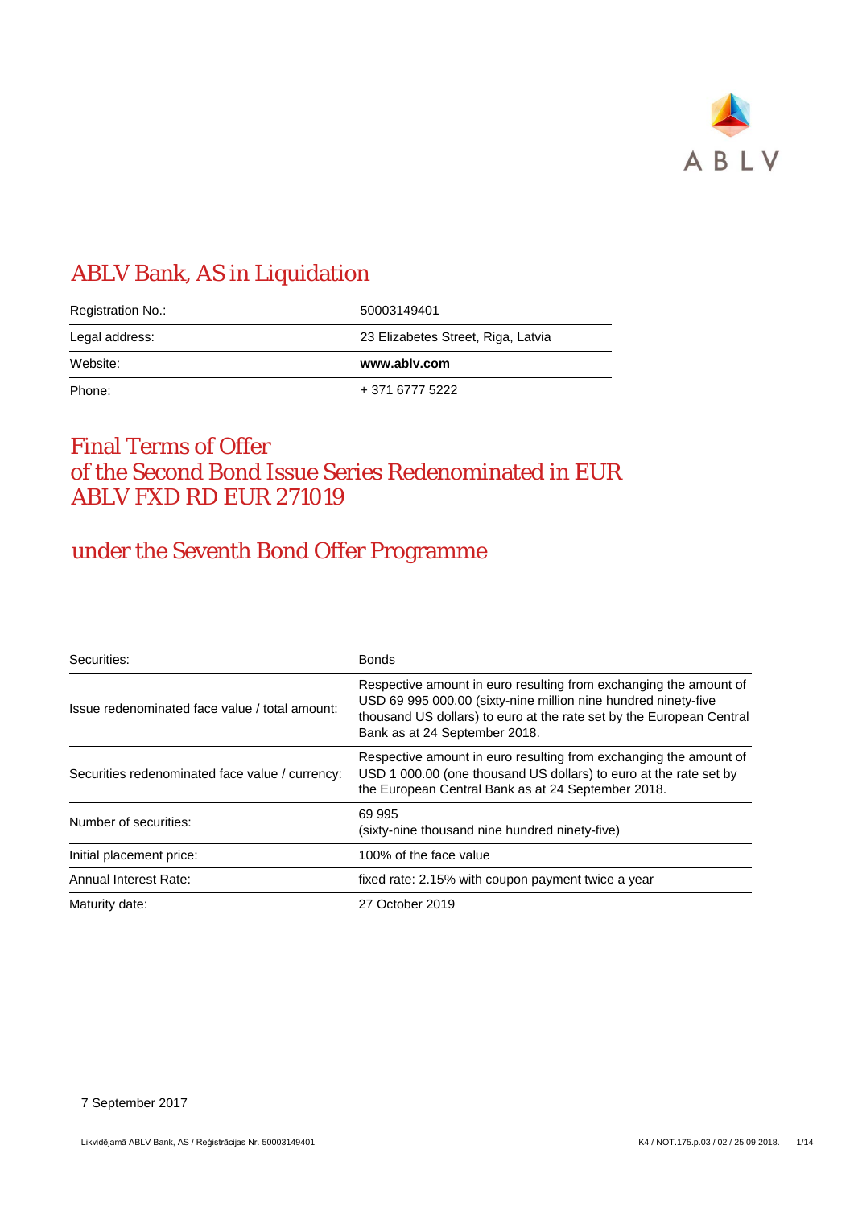ABLV

# ABLV Bank, AS in Liquidation

| | |
|---|---|
| Registration No.: | 50003149401 |
| Legal address: | 23 Elizabetes Street, Riga, Latvia |
| Website: | **www.ablv.com** |
| Phone: | + 371 6777 5222 |

# Final Terms of Offer of the Second Bond Issue Series Redenominated in EUR ABLV FXD RD EUR 271019

## under the Seventh Bond Offer Programme

| | |
|---|---|
| Securities: | Bonds |
| Issue redenominated face value / total amount: | Respective amount in euro resulting from exchanging the amount of USD 69 995 000.00 (sixty-nine million nine hundred ninety-five thousand US dollars) to euro at the rate set by the European Central Bank as at 24 September 2018. |
| Securities redenominated face value / currency: | Respective amount in euro resulting from exchanging the amount of USD 1 000.00 (one thousand US dollars) to euro at the rate set by the European Central Bank as at 24 September 2018. |
| Number of securities: | 69 995<br>(sixty-nine thousand nine hundred ninety-five) |
| Initial placement price: | 100% of the face value |
| Annual Interest Rate: | fixed rate: 2.15% with coupon payment twice a year |
| Maturity date: | 27 October 2019 |

7 September 2017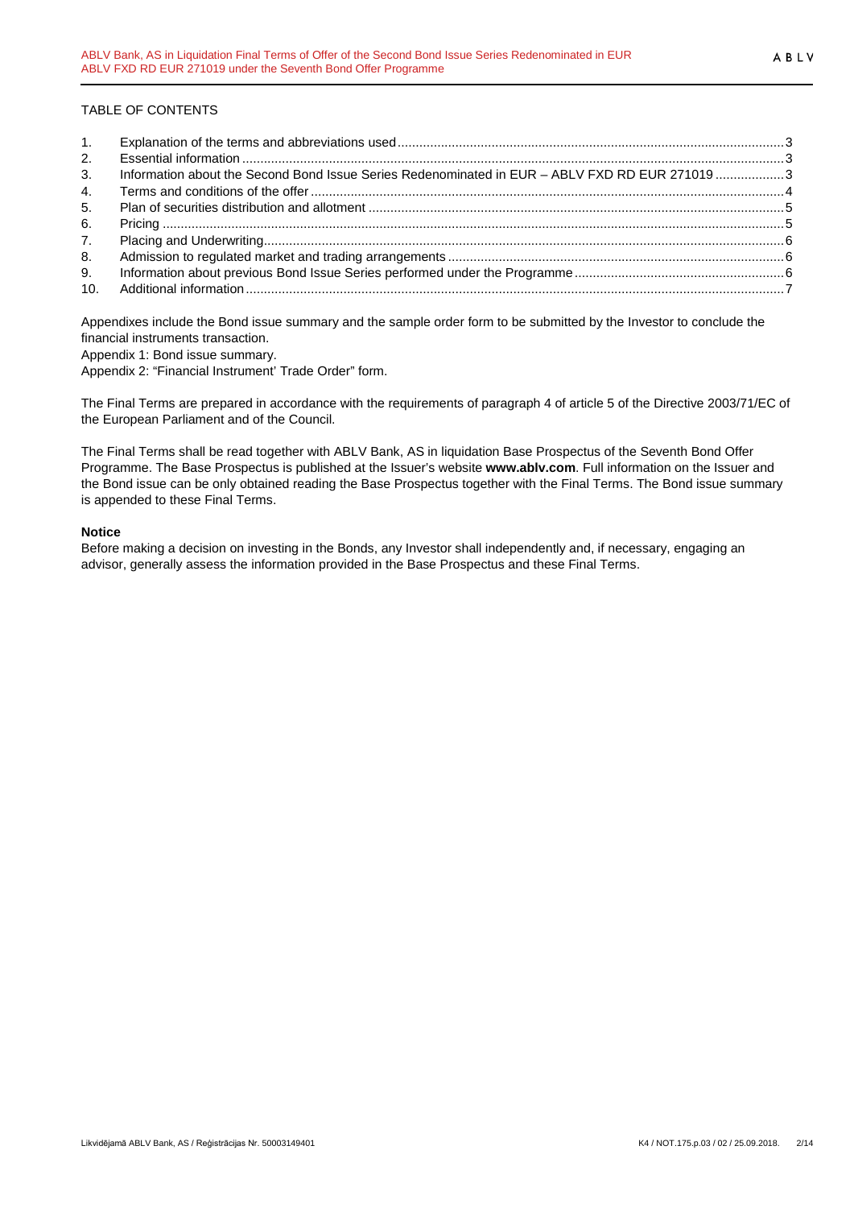TABLE OF CONTENTS

1. Explanation of the terms and abbreviations used ... 3
2. Essential information ... 3
3. Information about the Second Bond Issue Series Redenominated in EUR – ABLV FXD RD EUR 271019 ... 3
4. Terms and conditions of the offer ... 4
5. Plan of securities distribution and allotment ... 5
6. Pricing ... 5
7. Placing and Underwriting ... 6
8. Admission to regulated market and trading arrangements ... 6
9. Information about previous Bond Issue Series performed under the Programme ... 6
10. Additional information ... 7

Appendixes include the Bond issue summary and the sample order form to be submitted by the Investor to conclude the financial instruments transaction.

Appendix 1: Bond issue summary.

Appendix 2: "Financial Instrument' Trade Order" form.

The Final Terms are prepared in accordance with the requirements of paragraph 4 of article 5 of the Directive 2003/71/EC of the European Parliament and of the Council.

The Final Terms shall be read together with ABLV Bank, AS in liquidation Base Prospectus of the Seventh Bond Offer Programme. The Base Prospectus is published at the Issuer's website **www.ablv.com**. Full information on the Issuer and the Bond issue can be only obtained reading the Base Prospectus together with the Final Terms. The Bond issue summary is appended to these Final Terms.

**Notice**

Before making a decision on investing in the Bonds, any Investor shall independently and, if necessary, engaging an advisor, generally assess the information provided in the Base Prospectus and these Final Terms.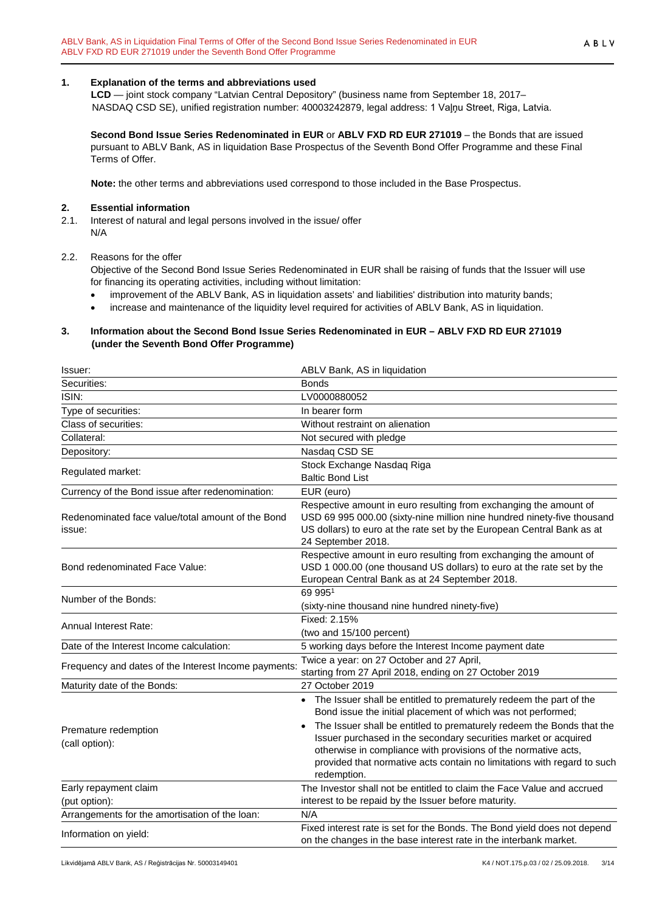## 1. Explanation of the terms and abbreviations used

**LCD** — joint stock company "Latvian Central Depository" (business name from September 18, 2017– NASDAQ CSD SE), unified registration number: 40003242879, legal address: 1 Vaļņu Street, Riga, Latvia.

**Second Bond Issue Series Redenominated in EUR** or **ABLV FXD RD EUR 271019** – the Bonds that are issued pursuant to ABLV Bank, AS in liquidation Base Prospectus of the Seventh Bond Offer Programme and these Final Terms of Offer.

**Note:** the other terms and abbreviations used correspond to those included in the Base Prospectus.

## 2. Essential information

2.1. Interest of natural and legal persons involved in the issue/ offer
N/A

2.2. Reasons for the offer
Objective of the Second Bond Issue Series Redenominated in EUR shall be raising of funds that the Issuer will use for financing its operating activities, including without limitation:

- improvement of the ABLV Bank, AS in liquidation assets' and liabilities' distribution into maturity bands;
- increase and maintenance of the liquidity level required for activities of ABLV Bank, AS in liquidation.

## 3. Information about the Second Bond Issue Series Redenominated in EUR – ABLV FXD RD EUR 271019 (under the Seventh Bond Offer Programme)

| | |
|---|---|
| Issuer: | ABLV Bank, AS in liquidation |
| Securities: | Bonds |
| ISIN: | LV0000880052 |
| Type of securities: | In bearer form |
| Class of securities: | Without restraint on alienation |
| Collateral: | Not secured with pledge |
| Depository: | Nasdaq CSD SE |
| Regulated market: | Stock Exchange Nasdaq Riga<br>Baltic Bond List |
| Currency of the Bond issue after redenomination: | EUR (euro) |
| Redenominated face value/total amount of the Bond issue: | Respective amount in euro resulting from exchanging the amount of USD 69 995 000.00 (sixty-nine million nine hundred ninety-five thousand US dollars) to euro at the rate set by the European Central Bank as at 24 September 2018. |
| Bond redenominated Face Value: | Respective amount in euro resulting from exchanging the amount of USD 1 000.00 (one thousand US dollars) to euro at the rate set by the European Central Bank as at 24 September 2018. |
| Number of the Bonds: | 69 995[1]<br>(sixty-nine thousand nine hundred ninety-five) |
| Annual Interest Rate: | Fixed: 2.15%<br>(two and 15/100 percent) |
| Date of the Interest Income calculation: | 5 working days before the Interest Income payment date |
| Frequency and dates of the Interest Income payments: | Twice a year: on 27 October and 27 April,<br>starting from 27 April 2018, ending on 27 October 2019 |
| Maturity date of the Bonds: | 27 October 2019 |
| Premature redemption<br>(call option): | • The Issuer shall be entitled to prematurely redeem the part of the Bond issue the initial placement of which was not performed;<br>• The Issuer shall be entitled to prematurely redeem the Bonds that the Issuer purchased in the secondary securities market or acquired otherwise in compliance with provisions of the normative acts, provided that normative acts contain no limitations with regard to such redemption. |
| Early repayment claim<br>(put option): | The Investor shall not be entitled to claim the Face Value and accrued interest to be repaid by the Issuer before maturity. |
| Arrangements for the amortisation of the loan: | N/A |
| Information on yield: | Fixed interest rate is set for the Bonds. The Bond yield does not depend on the changes in the base interest rate in the interbank market. |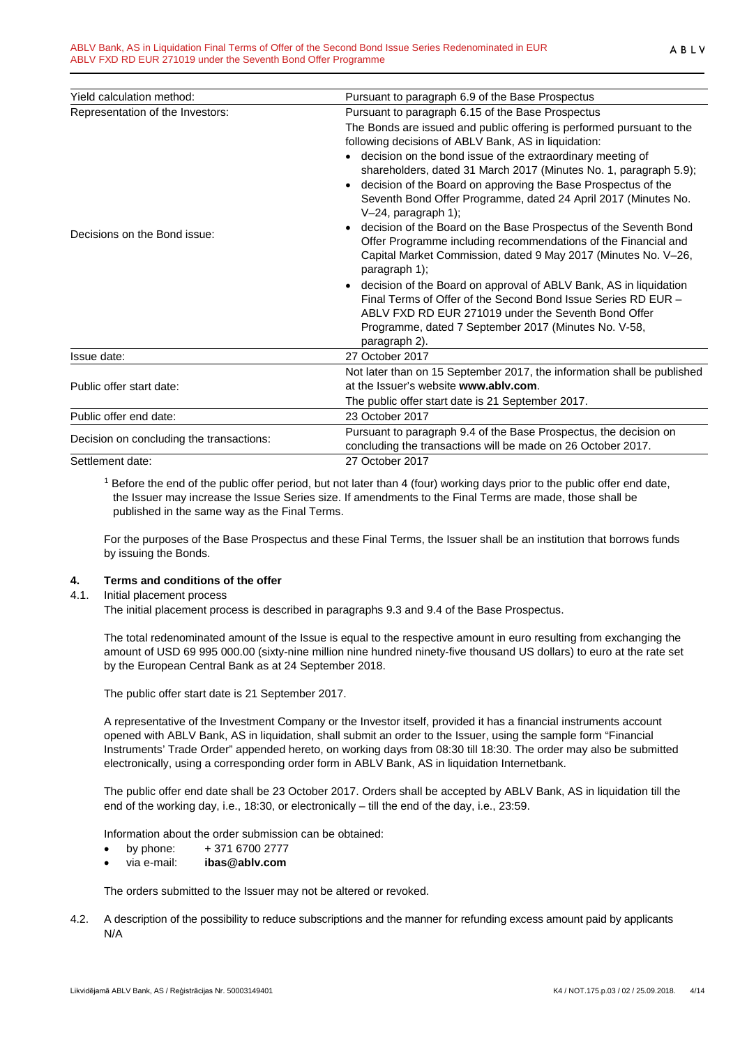| Yield calculation method: | Pursuant to paragraph 6.9 of the Base Prospectus |
|---|---|
| Representation of the Investors: | Pursuant to paragraph 6.15 of the Base Prospectus |
| Decisions on the Bond issue: | The Bonds are issued and public offering is performed pursuant to the following decisions of ABLV Bank, AS in liquidation:<br>• decision on the bond issue of the extraordinary meeting of shareholders, dated 31 March 2017 (Minutes No. 1, paragraph 5.9);<br>• decision of the Board on approving the Base Prospectus of the Seventh Bond Offer Programme, dated 24 April 2017 (Minutes No. V–24, paragraph 1);<br>• decision of the Board on the Base Prospectus of the Seventh Bond Offer Programme including recommendations of the Financial and Capital Market Commission, dated 9 May 2017 (Minutes No. V–26, paragraph 1);<br>• decision of the Board on approval of ABLV Bank, AS in liquidation Final Terms of Offer of the Second Bond Issue Series RD EUR – ABLV FXD RD EUR 271019 under the Seventh Bond Offer Programme, dated 7 September 2017 (Minutes No. V-58, paragraph 2). |
| Issue date: | 27 October 2017 |
| Public offer start date: | Not later than on 15 September 2017, the information shall be published at the Issuer's website **www.ablv.com**.<br>The public offer start date is 21 September 2017. |
| Public offer end date: | 23 October 2017 |
| Decision on concluding the transactions: | Pursuant to paragraph 9.4 of the Base Prospectus, the decision on concluding the transactions will be made on 26 October 2017. |
| Settlement date: | 27 October 2017 |

[1] Before the end of the public offer period, but not later than 4 (four) working days prior to the public offer end date, the Issuer may increase the Issue Series size. If amendments to the Final Terms are made, those shall be published in the same way as the Final Terms.

For the purposes of the Base Prospectus and these Final Terms, the Issuer shall be an institution that borrows funds by issuing the Bonds.

## 4. Terms and conditions of the offer

4.1. Initial placement process

The initial placement process is described in paragraphs 9.3 and 9.4 of the Base Prospectus.

The total redenominated amount of the Issue is equal to the respective amount in euro resulting from exchanging the amount of USD 69 995 000.00 (sixty-nine million nine hundred ninety-five thousand US dollars) to euro at the rate set by the European Central Bank as at 24 September 2018.

The public offer start date is 21 September 2017.

A representative of the Investment Company or the Investor itself, provided it has a financial instruments account opened with ABLV Bank, AS in liquidation, shall submit an order to the Issuer, using the sample form "Financial Instruments' Trade Order" appended hereto, on working days from 08:30 till 18:30. The order may also be submitted electronically, using a corresponding order form in ABLV Bank, AS in liquidation Internetbank.

The public offer end date shall be 23 October 2017. Orders shall be accepted by ABLV Bank, AS in liquidation till the end of the working day, i.e., 18:30, or electronically – till the end of the day, i.e., 23:59.

Information about the order submission can be obtained:

- by phone: + 371 6700 2777
- via e-mail: **ibas@ablv.com**

The orders submitted to the Issuer may not be altered or revoked.

4.2. A description of the possibility to reduce subscriptions and the manner for refunding excess amount paid by applicants

N/A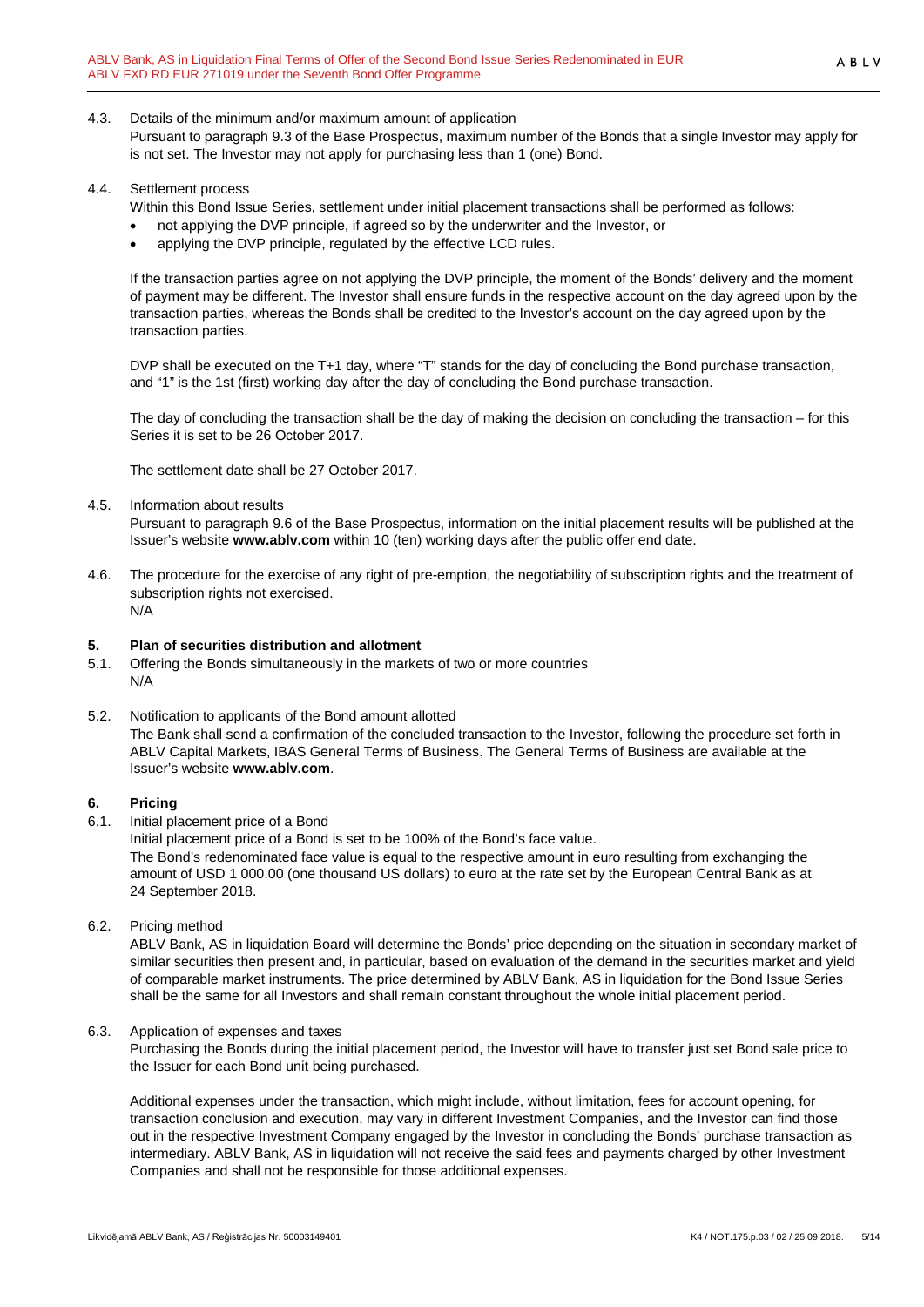4.3. Details of the minimum and/or maximum amount of application

Pursuant to paragraph 9.3 of the Base Prospectus, maximum number of the Bonds that a single Investor may apply for is not set. The Investor may not apply for purchasing less than 1 (one) Bond.

4.4. Settlement process

Within this Bond Issue Series, settlement under initial placement transactions shall be performed as follows:

- not applying the DVP principle, if agreed so by the underwriter and the Investor, or
- applying the DVP principle, regulated by the effective LCD rules.

If the transaction parties agree on not applying the DVP principle, the moment of the Bonds' delivery and the moment of payment may be different. The Investor shall ensure funds in the respective account on the day agreed upon by the transaction parties, whereas the Bonds shall be credited to the Investor's account on the day agreed upon by the transaction parties.

DVP shall be executed on the T+1 day, where "T" stands for the day of concluding the Bond purchase transaction, and "1" is the 1st (first) working day after the day of concluding the Bond purchase transaction.

The day of concluding the transaction shall be the day of making the decision on concluding the transaction – for this Series it is set to be 26 October 2017.

The settlement date shall be 27 October 2017.

4.5. Information about results

Pursuant to paragraph 9.6 of the Base Prospectus, information on the initial placement results will be published at the Issuer's website **www.ablv.com** within 10 (ten) working days after the public offer end date.

4.6. The procedure for the exercise of any right of pre-emption, the negotiability of subscription rights and the treatment of subscription rights not exercised.

N/A

## 5. Plan of securities distribution and allotment

5.1. Offering the Bonds simultaneously in the markets of two or more countries

N/A

5.2. Notification to applicants of the Bond amount allotted

The Bank shall send a confirmation of the concluded transaction to the Investor, following the procedure set forth in ABLV Capital Markets, IBAS General Terms of Business. The General Terms of Business are available at the Issuer's website **www.ablv.com**.

## 6. Pricing

6.1. Initial placement price of a Bond

Initial placement price of a Bond is set to be 100% of the Bond's face value.

The Bond's redenominated face value is equal to the respective amount in euro resulting from exchanging the amount of USD 1 000.00 (one thousand US dollars) to euro at the rate set by the European Central Bank as at 24 September 2018.

6.2. Pricing method

ABLV Bank, AS in liquidation Board will determine the Bonds' price depending on the situation in secondary market of similar securities then present and, in particular, based on evaluation of the demand in the securities market and yield of comparable market instruments. The price determined by ABLV Bank, AS in liquidation for the Bond Issue Series shall be the same for all Investors and shall remain constant throughout the whole initial placement period.

6.3. Application of expenses and taxes

Purchasing the Bonds during the initial placement period, the Investor will have to transfer just set Bond sale price to the Issuer for each Bond unit being purchased.

Additional expenses under the transaction, which might include, without limitation, fees for account opening, for transaction conclusion and execution, may vary in different Investment Companies, and the Investor can find those out in the respective Investment Company engaged by the Investor in concluding the Bonds' purchase transaction as intermediary. ABLV Bank, AS in liquidation will not receive the said fees and payments charged by other Investment Companies and shall not be responsible for those additional expenses.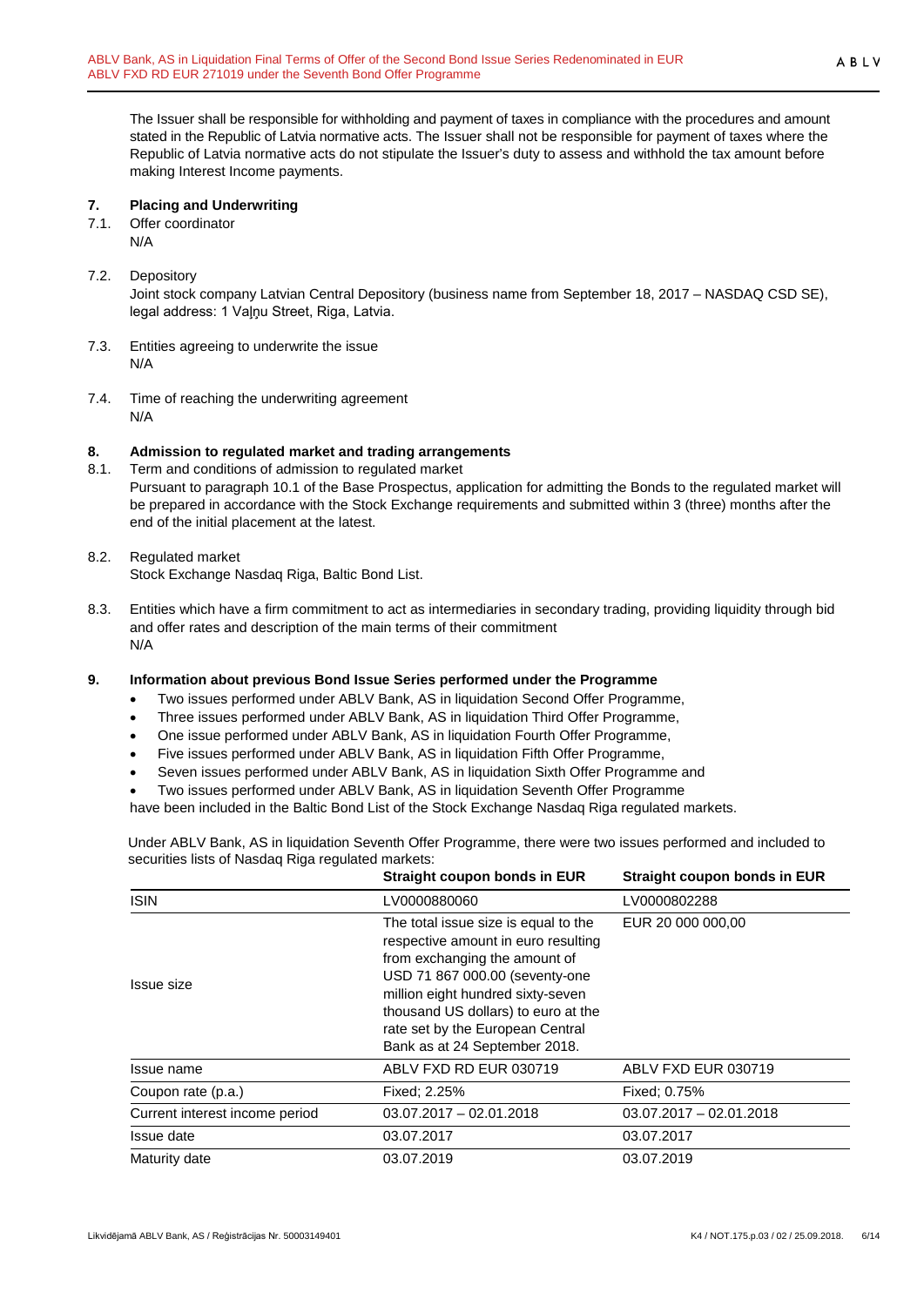The Issuer shall be responsible for withholding and payment of taxes in compliance with the procedures and amount stated in the Republic of Latvia normative acts. The Issuer shall not be responsible for payment of taxes where the Republic of Latvia normative acts do not stipulate the Issuer's duty to assess and withhold the tax amount before making Interest Income payments.

## 7. Placing and Underwriting

7.1. Offer coordinator
N/A

7.2. Depository
Joint stock company Latvian Central Depository (business name from September 18, 2017 – NASDAQ CSD SE), legal address: 1 Vaļņu Street, Riga, Latvia.

7.3. Entities agreeing to underwrite the issue
N/A

7.4. Time of reaching the underwriting agreement
N/A

## 8. Admission to regulated market and trading arrangements

8.1. Term and conditions of admission to regulated market
Pursuant to paragraph 10.1 of the Base Prospectus, application for admitting the Bonds to the regulated market will be prepared in accordance with the Stock Exchange requirements and submitted within 3 (three) months after the end of the initial placement at the latest.

8.2. Regulated market
Stock Exchange Nasdaq Riga, Baltic Bond List.

8.3. Entities which have a firm commitment to act as intermediaries in secondary trading, providing liquidity through bid and offer rates and description of the main terms of their commitment
N/A

## 9. Information about previous Bond Issue Series performed under the Programme

- Two issues performed under ABLV Bank, AS in liquidation Second Offer Programme,
- Three issues performed under ABLV Bank, AS in liquidation Third Offer Programme,
- One issue performed under ABLV Bank, AS in liquidation Fourth Offer Programme,
- Five issues performed under ABLV Bank, AS in liquidation Fifth Offer Programme,
- Seven issues performed under ABLV Bank, AS in liquidation Sixth Offer Programme and
- Two issues performed under ABLV Bank, AS in liquidation Seventh Offer Programme

have been included in the Baltic Bond List of the Stock Exchange Nasdaq Riga regulated markets.

Under ABLV Bank, AS in liquidation Seventh Offer Programme, there were two issues performed and included to securities lists of Nasdaq Riga regulated markets:

| | Straight coupon bonds in EUR | Straight coupon bonds in EUR |
|---|---|---|
| ISIN | LV0000880060 | LV0000802288 |
| Issue size | The total issue size is equal to the respective amount in euro resulting from exchanging the amount of USD 71 867 000.00 (seventy-one million eight hundred sixty-seven thousand US dollars) to euro at the rate set by the European Central Bank as at 24 September 2018. | EUR 20 000 000,00 |
| Issue name | ABLV FXD RD EUR 030719 | ABLV FXD EUR 030719 |
| Coupon rate (p.a.) | Fixed; 2.25% | Fixed; 0.75% |
| Current interest income period | 03.07.2017 – 02.01.2018 | 03.07.2017 – 02.01.2018 |
| Issue date | 03.07.2017 | 03.07.2017 |
| Maturity date | 03.07.2019 | 03.07.2019 |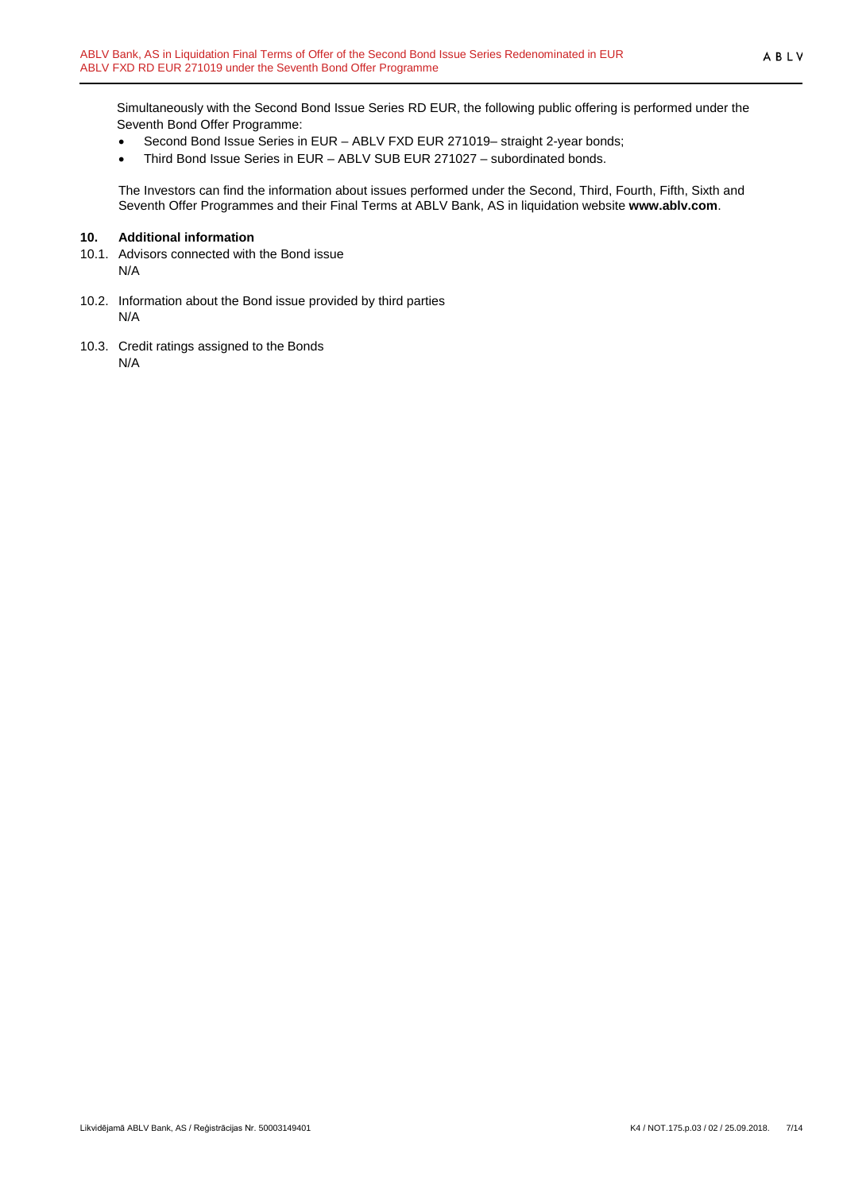Simultaneously with the Second Bond Issue Series RD EUR, the following public offering is performed under the Seventh Bond Offer Programme:

- Second Bond Issue Series in EUR – ABLV FXD EUR 271019– straight 2-year bonds;
- Third Bond Issue Series in EUR – ABLV SUB EUR 271027 – subordinated bonds.

The Investors can find the information about issues performed under the Second, Third, Fourth, Fifth, Sixth and Seventh Offer Programmes and their Final Terms at ABLV Bank, AS in liquidation website **www.ablv.com**.

## 10. Additional information

10.1. Advisors connected with the Bond issue
N/A

10.2. Information about the Bond issue provided by third parties
N/A

10.3. Credit ratings assigned to the Bonds
N/A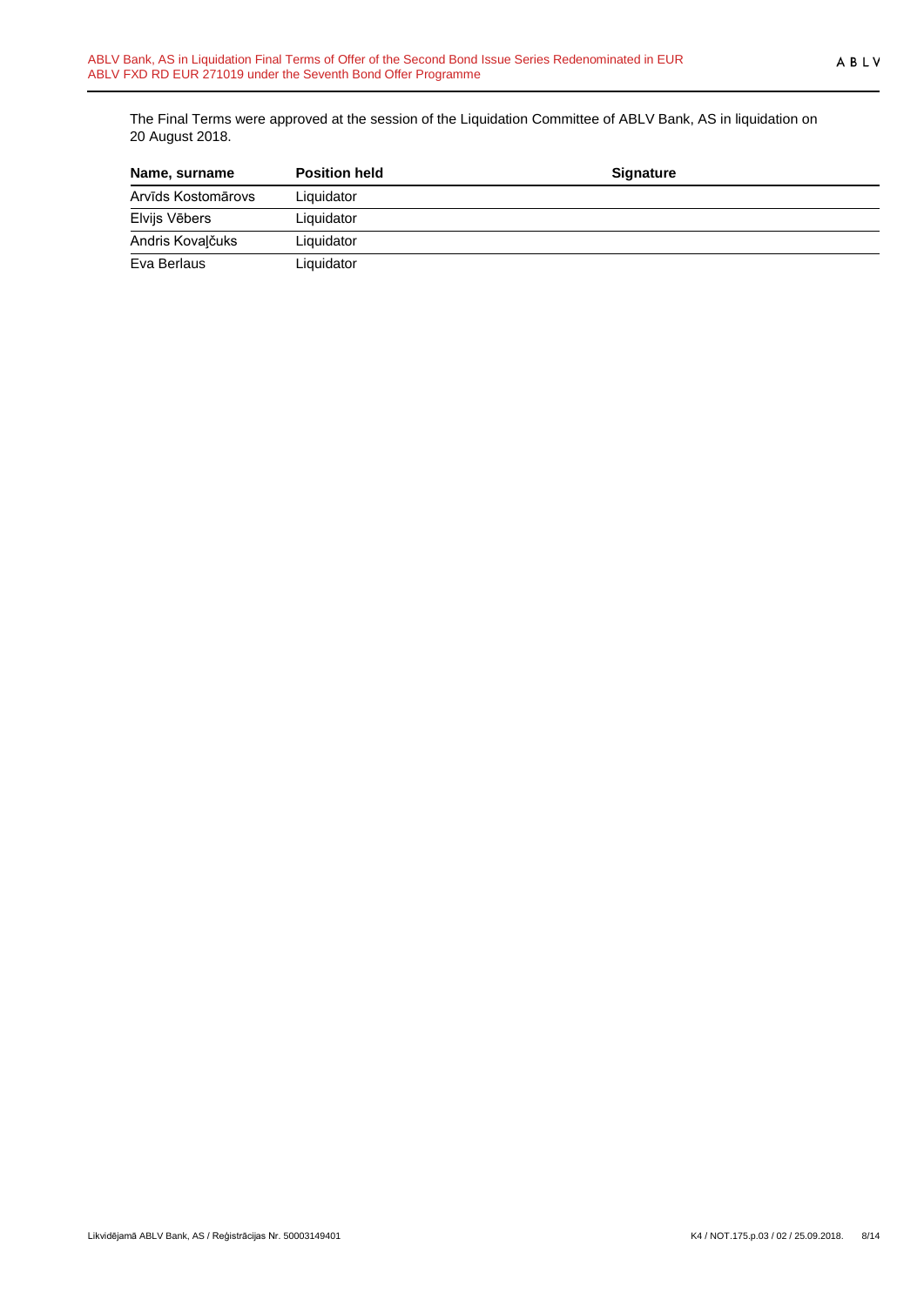The Final Terms were approved at the session of the Liquidation Committee of ABLV Bank, AS in liquidation on 20 August 2018.

| Name, surname | Position held | Signature |
|---|---|---|
| Arvīds Kostomārovs | Liquidator | |
| Elvijs Vēbers | Liquidator | |
| Andris Kovaļčuks | Liquidator | |
| Eva Berlaus | Liquidator | |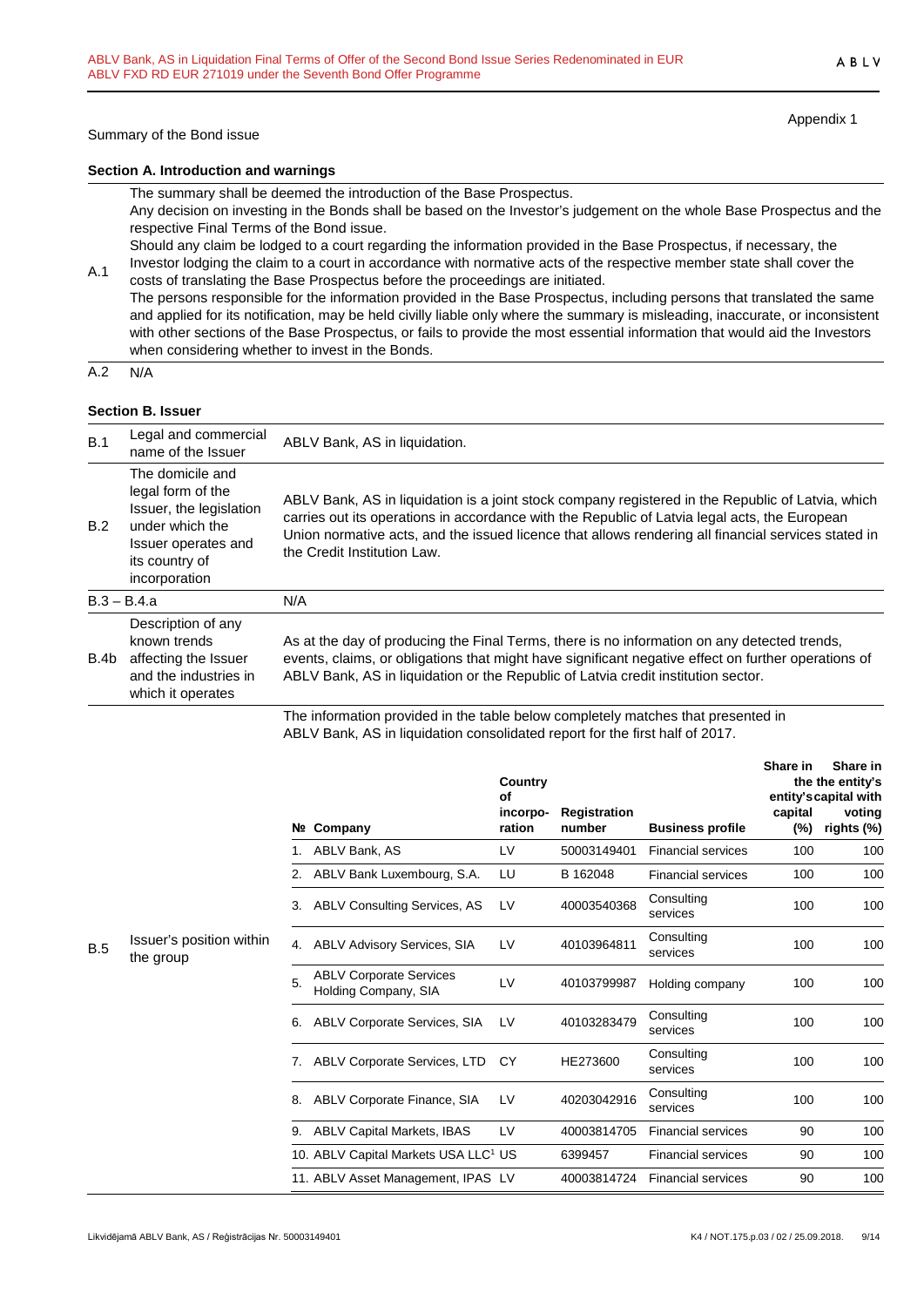Appendix 1

Summary of the Bond issue

### Section A. Introduction and warnings

| | |
|---|---|
| A.1 | The summary shall be deemed the introduction of the Base Prospectus.<br>Any decision on investing in the Bonds shall be based on the Investor's judgement on the whole Base Prospectus and the respective Final Terms of the Bond issue.<br>Should any claim be lodged to a court regarding the information provided in the Base Prospectus, if necessary, the Investor lodging the claim to a court in accordance with normative acts of the respective member state shall cover the costs of translating the Base Prospectus before the proceedings are initiated.<br>The persons responsible for the information provided in the Base Prospectus, including persons that translated the same and applied for its notification, may be held civilly liable only where the summary is misleading, inaccurate, or inconsistent with other sections of the Base Prospectus, or fails to provide the most essential information that would aid the Investors when considering whether to invest in the Bonds. |
| A.2 | N/A |

### Section B. Issuer

| | | |
|---|---|---|
| B.1 | Legal and commercial name of the Issuer | ABLV Bank, AS in liquidation. |
| B.2 | The domicile and legal form of the Issuer, the legislation under which the Issuer operates and its country of incorporation | ABLV Bank, AS in liquidation is a joint stock company registered in the Republic of Latvia, which carries out its operations in accordance with the Republic of Latvia legal acts, the European Union normative acts, and the issued licence that allows rendering all financial services stated in the Credit Institution Law. |
| B.3 – B.4.a | | N/A |
| B.4b | Description of any known trends affecting the Issuer and the industries in which it operates | As at the day of producing the Final Terms, there is no information on any detected trends, events, claims, or obligations that might have significant negative effect on further operations of ABLV Bank, AS in liquidation or the Republic of Latvia credit institution sector. |
| B.5 | Issuer's position within the group | The information provided in the table below completely matches that presented in ABLV Bank, AS in liquidation consolidated report for the first half of 2017. |

| № | Company | Country of incorporation | Registration number | Business profile | Share in the entity's capital (%) | Share in the entity's capital with voting rights (%) |
|---|---|---|---|---|---|---|
| 1. | ABLV Bank, AS | LV | 50003149401 | Financial services | 100 | 100 |
| 2. | ABLV Bank Luxembourg, S.A. | LU | B 162048 | Financial services | 100 | 100 |
| 3. | ABLV Consulting Services, AS | LV | 40003540368 | Consulting services | 100 | 100 |
| 4. | ABLV Advisory Services, SIA | LV | 40103964811 | Consulting services | 100 | 100 |
| 5. | ABLV Corporate Services Holding Company, SIA | LV | 40103799987 | Holding company | 100 | 100 |
| 6. | ABLV Corporate Services, SIA | LV | 40103283479 | Consulting services | 100 | 100 |
| 7. | ABLV Corporate Services, LTD | CY | HE273600 | Consulting services | 100 | 100 |
| 8. | ABLV Corporate Finance, SIA | LV | 40203042916 | Consulting services | 100 | 100 |
| 9. | ABLV Capital Markets, IBAS | LV | 40003814705 | Financial services | 90 | 100 |
| 10. | ABLV Capital Markets USA LLC[1] | US | 6399457 | Financial services | 90 | 100 |
| 11. | ABLV Asset Management, IPAS | LV | 40003814724 | Financial services | 90 | 100 |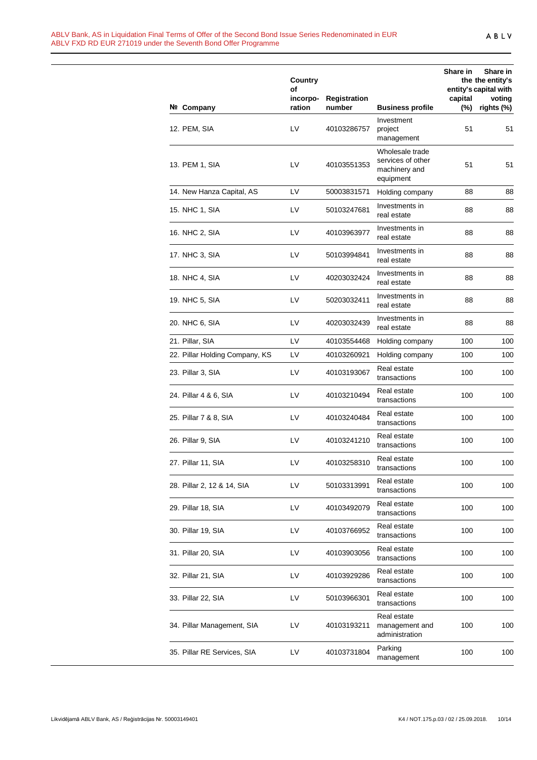| № | Company | Country of incorpo-ration | Registration number | Business profile | Share in the entity's capital (%) | Share in the entity's capital with voting rights (%) |
|---|---|---|---|---|---|---|
| 12. | PEM, SIA | LV | 40103286757 | Investment project management | 51 | 51 |
| 13. | PEM 1, SIA | LV | 40103551353 | Wholesale trade services of other machinery and equipment | 51 | 51 |
| 14. | New Hanza Capital, AS | LV | 50003831571 | Holding company | 88 | 88 |
| 15. | NHC 1, SIA | LV | 50103247681 | Investments in real estate | 88 | 88 |
| 16. | NHC 2, SIA | LV | 40103963977 | Investments in real estate | 88 | 88 |
| 17. | NHC 3, SIA | LV | 50103994841 | Investments in real estate | 88 | 88 |
| 18. | NHC 4, SIA | LV | 40203032424 | Investments in real estate | 88 | 88 |
| 19. | NHC 5, SIA | LV | 50203032411 | Investments in real estate | 88 | 88 |
| 20. | NHC 6, SIA | LV | 40203032439 | Investments in real estate | 88 | 88 |
| 21. | Pillar, SIA | LV | 40103554468 | Holding company | 100 | 100 |
| 22. | Pillar Holding Company, KS | LV | 40103260921 | Holding company | 100 | 100 |
| 23. | Pillar 3, SIA | LV | 40103193067 | Real estate transactions | 100 | 100 |
| 24. | Pillar 4 & 6, SIA | LV | 40103210494 | Real estate transactions | 100 | 100 |
| 25. | Pillar 7 & 8, SIA | LV | 40103240484 | Real estate transactions | 100 | 100 |
| 26. | Pillar 9, SIA | LV | 40103241210 | Real estate transactions | 100 | 100 |
| 27. | Pillar 11, SIA | LV | 40103258310 | Real estate transactions | 100 | 100 |
| 28. | Pillar 2, 12 & 14, SIA | LV | 50103313991 | Real estate transactions | 100 | 100 |
| 29. | Pillar 18, SIA | LV | 40103492079 | Real estate transactions | 100 | 100 |
| 30. | Pillar 19, SIA | LV | 40103766952 | Real estate transactions | 100 | 100 |
| 31. | Pillar 20, SIA | LV | 40103903056 | Real estate transactions | 100 | 100 |
| 32. | Pillar 21, SIA | LV | 40103929286 | Real estate transactions | 100 | 100 |
| 33. | Pillar 22, SIA | LV | 50103966301 | Real estate transactions | 100 | 100 |
| 34. | Pillar Management, SIA | LV | 40103193211 | Real estate management and administration | 100 | 100 |
| 35. | Pillar RE Services, SIA | LV | 40103731804 | Parking management | 100 | 100 |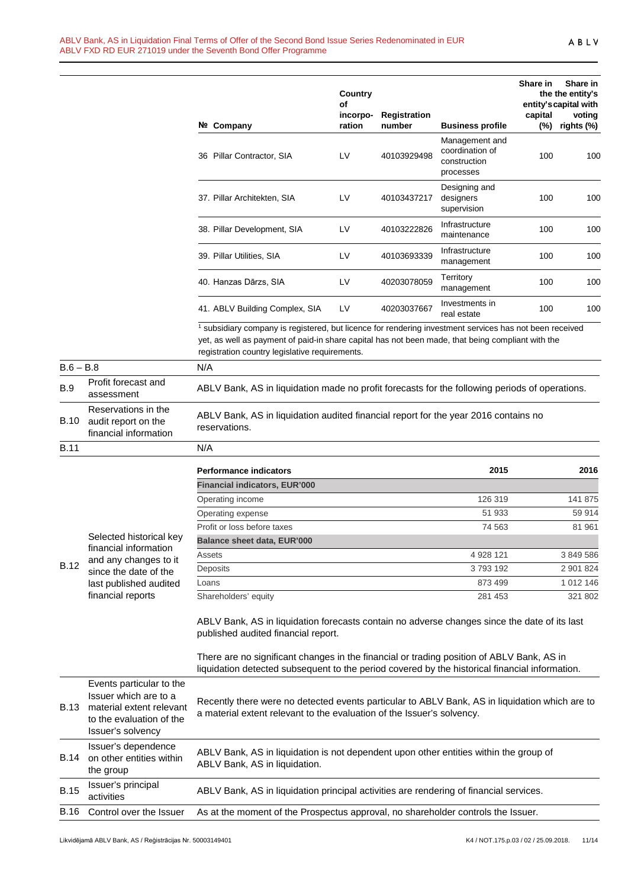| № | Company | Country of incorpo-ration | Registration number | Business profile | Share in entity's capital (%) | Share in the the entity's capital with voting rights (%) |
|---|---|---|---|---|---|---|
| 36 | Pillar Contractor, SIA | LV | 40103929498 | Management and coordination of construction processes | 100 | 100 |
| 37. | Pillar Architekten, SIA | LV | 40103437217 | Designing and designers supervision | 100 | 100 |
| 38. | Pillar Development, SIA | LV | 40103222826 | Infrastructure maintenance | 100 | 100 |
| 39. | Pillar Utilities, SIA | LV | 40103693339 | Infrastructure management | 100 | 100 |
| 40. | Hanzas Dārzs, SIA | LV | 40203078059 | Territory management | 100 | 100 |
| 41. | ABLV Building Complex, SIA | LV | 40203037667 | Investments in real estate | 100 | 100 |

[1] subsidiary company is registered, but licence for rendering investment services has not been received yet, as well as payment of paid-in share capital has not been made, that being compliant with the registration country legislative requirements.

| | | |
|---|---|---|
| B.6 – B.8 | | N/A |
| B.9 | Profit forecast and assessment | ABLV Bank, AS in liquidation made no profit forecasts for the following periods of operations. |
| B.10 | Reservations in the audit report on the financial information | ABLV Bank, AS in liquidation audited financial report for the year 2016 contains no reservations. |
| B.11 | | N/A |
| B.12 | Selected historical key financial information and any changes to it since the date of the last published audited financial reports | See table below. ABLV Bank, AS in liquidation forecasts contain no adverse changes since the date of its last published audited financial report. There are no significant changes in the financial or trading position of ABLV Bank, AS in liquidation detected subsequent to the period covered by the historical financial information. |
| B.13 | Events particular to the Issuer which are to a material extent relevant to the evaluation of the Issuer's solvency | Recently there were no detected events particular to ABLV Bank, AS in liquidation which are to a material extent relevant to the evaluation of the Issuer's solvency. |
| B.14 | Issuer's dependence on other entities within the group | ABLV Bank, AS in liquidation is not dependent upon other entities within the group of ABLV Bank, AS in liquidation. |
| B.15 | Issuer's principal activities | ABLV Bank, AS in liquidation principal activities are rendering of financial services. |
| B.16 | Control over the Issuer | As at the moment of the Prospectus approval, no shareholder controls the Issuer. |

B.12 selected historical key financial information:

| Performance indicators | 2015 | 2016 |
|---|---|---|
| **Financial indicators, EUR'000** | | |
| Operating income | 126 319 | 141 875 |
| Operating expense | 51 933 | 59 914 |
| Profit or loss before taxes | 74 563 | 81 961 |
| **Balance sheet data, EUR'000** | | |
| Assets | 4 928 121 | 3 849 586 |
| Deposits | 3 793 192 | 2 901 824 |
| Loans | 873 499 | 1 012 146 |
| Shareholders' equity | 281 453 | 321 802 |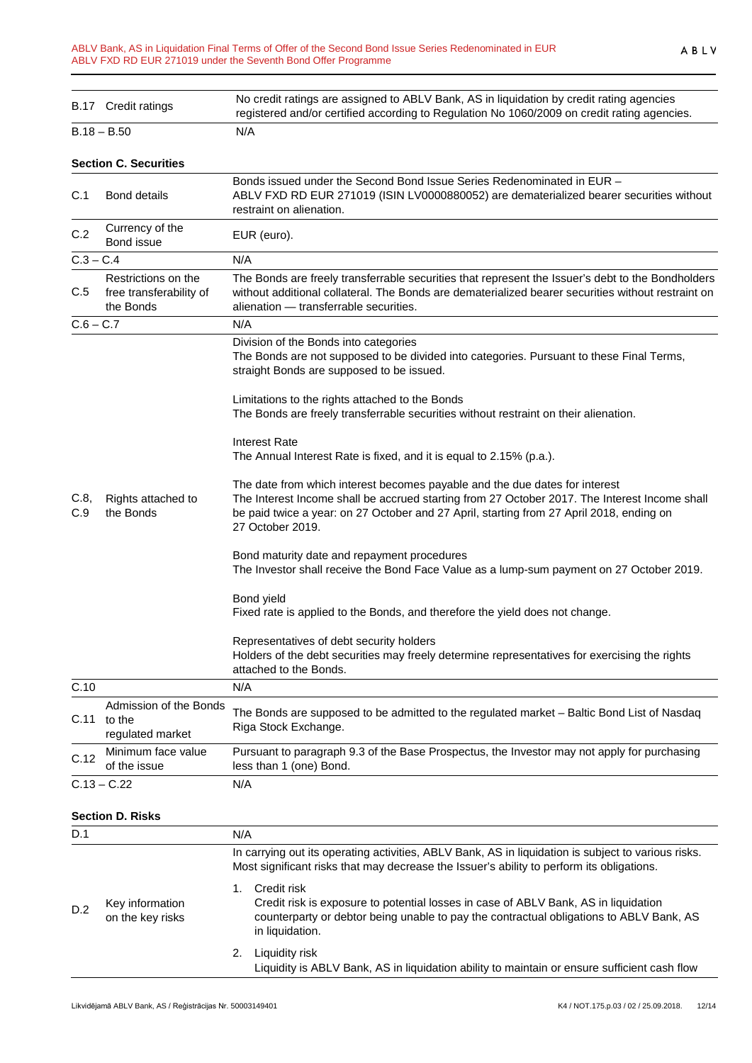| | | |
|---|---|---|
| B.17 | Credit ratings | No credit ratings are assigned to ABLV Bank, AS in liquidation by credit rating agencies registered and/or certified according to Regulation No 1060/2009 on credit rating agencies. |
| B.18 – B.50 | | N/A |

**Section C. Securities**

| | | |
|---|---|---|
| C.1 | Bond details | Bonds issued under the Second Bond Issue Series Redenominated in EUR – ABLV FXD RD EUR 271019 (ISIN LV0000880052) are dematerialized bearer securities without restraint on alienation. |
| C.2 | Currency of the Bond issue | EUR (euro). |
| C.3 – C.4 | | N/A |
| C.5 | Restrictions on the free transferability of the Bonds | The Bonds are freely transferrable securities that represent the Issuer's debt to the Bondholders without additional collateral. The Bonds are dematerialized bearer securities without restraint on alienation — transferrable securities. |
| C.6 – C.7 | | N/A |
| C.8, C.9 | Rights attached to the Bonds | Division of the Bonds into categories<br>The Bonds are not supposed to be divided into categories. Pursuant to these Final Terms, straight Bonds are supposed to be issued.<br><br>Limitations to the rights attached to the Bonds<br>The Bonds are freely transferrable securities without restraint on their alienation.<br><br>Interest Rate<br>The Annual Interest Rate is fixed, and it is equal to 2.15% (p.a.).<br><br>The date from which interest becomes payable and the due dates for interest<br>The Interest Income shall be accrued starting from 27 October 2017. The Interest Income shall be paid twice a year: on 27 October and 27 April, starting from 27 April 2018, ending on 27 October 2019.<br><br>Bond maturity date and repayment procedures<br>The Investor shall receive the Bond Face Value as a lump-sum payment on 27 October 2019.<br><br>Bond yield<br>Fixed rate is applied to the Bonds, and therefore the yield does not change.<br><br>Representatives of debt security holders<br>Holders of the debt securities may freely determine representatives for exercising the rights attached to the Bonds. |
| C.10 | | N/A |
| C.11 | Admission of the Bonds to the regulated market | The Bonds are supposed to be admitted to the regulated market – Baltic Bond List of Nasdaq Riga Stock Exchange. |
| C.12 | Minimum face value of the issue | Pursuant to paragraph 9.3 of the Base Prospectus, the Investor may not apply for purchasing less than 1 (one) Bond. |
| C.13 – C.22 | | N/A |

**Section D. Risks**

| | | |
|---|---|---|
| D.1 | | N/A |
| D.2 | Key information on the key risks | In carrying out its operating activities, ABLV Bank, AS in liquidation is subject to various risks. Most significant risks that may decrease the Issuer's ability to perform its obligations.<br><br>1. Credit risk<br>Credit risk is exposure to potential losses in case of ABLV Bank, AS in liquidation counterparty or debtor being unable to pay the contractual obligations to ABLV Bank, AS in liquidation.<br><br>2. Liquidity risk<br>Liquidity is ABLV Bank, AS in liquidation ability to maintain or ensure sufficient cash flow |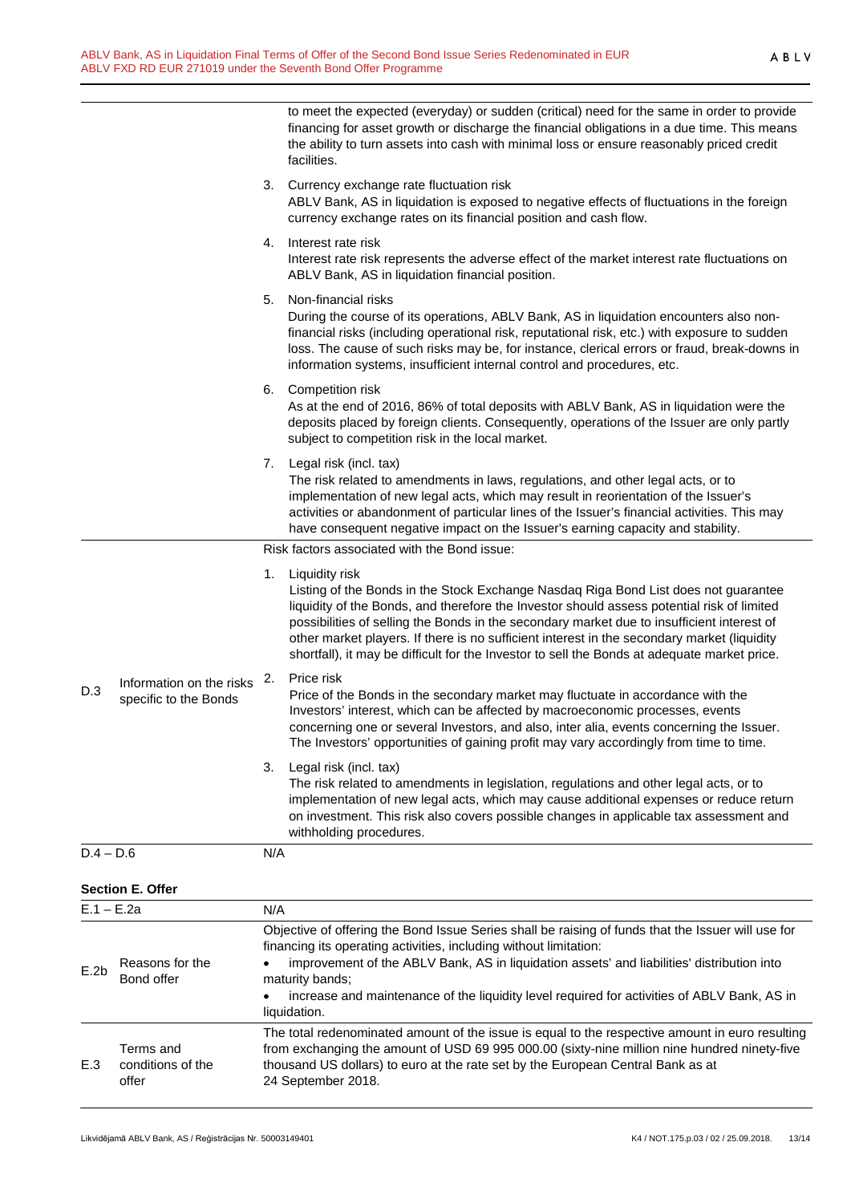| | | |
|---|---|---|
| | | to meet the expected (everyday) or sudden (critical) need for the same in order to provide financing for asset growth or discharge the financial obligations in a due time. This means the ability to turn assets into cash with minimal loss or ensure reasonably priced credit facilities.<br><br>3. Currency exchange rate fluctuation risk<br>ABLV Bank, AS in liquidation is exposed to negative effects of fluctuations in the foreign currency exchange rates on its financial position and cash flow.<br><br>4. Interest rate risk<br>Interest rate risk represents the adverse effect of the market interest rate fluctuations on ABLV Bank, AS in liquidation financial position.<br><br>5. Non-financial risks<br>During the course of its operations, ABLV Bank, AS in liquidation encounters also non-financial risks (including operational risk, reputational risk, etc.) with exposure to sudden loss. The cause of such risks may be, for instance, clerical errors or fraud, break-downs in information systems, insufficient internal control and procedures, etc.<br><br>6. Competition risk<br>As at the end of 2016, 86% of total deposits with ABLV Bank, AS in liquidation were the deposits placed by foreign clients. Consequently, operations of the Issuer are only partly subject to competition risk in the local market.<br><br>7. Legal risk (incl. tax)<br>The risk related to amendments in laws, regulations, and other legal acts, or to implementation of new legal acts, which may result in reorientation of the Issuer's activities or abandonment of particular lines of the Issuer's financial activities. This may have consequent negative impact on the Issuer's earning capacity and stability. |
| D.3 | Information on the risks specific to the Bonds | Risk factors associated with the Bond issue:<br><br>1. Liquidity risk<br>Listing of the Bonds in the Stock Exchange Nasdaq Riga Bond List does not guarantee liquidity of the Bonds, and therefore the Investor should assess potential risk of limited possibilities of selling the Bonds in the secondary market due to insufficient interest of other market players. If there is no sufficient interest in the secondary market (liquidity shortfall), it may be difficult for the Investor to sell the Bonds at adequate market price.<br><br>2. Price risk<br>Price of the Bonds in the secondary market may fluctuate in accordance with the Investors' interest, which can be affected by macroeconomic processes, events concerning one or several Investors, and also, inter alia, events concerning the Issuer. The Investors' opportunities of gaining profit may vary accordingly from time to time.<br><br>3. Legal risk (incl. tax)<br>The risk related to amendments in legislation, regulations and other legal acts, or to implementation of new legal acts, which may cause additional expenses or reduce return on investment. This risk also covers possible changes in applicable tax assessment and withholding procedures. |
| D.4 – D.6 | | N/A |

**Section E. Offer**

| | | |
|---|---|---|
| E.1 – E.2a | | N/A |
| E.2b | Reasons for the Bond offer | Objective of offering the Bond Issue Series shall be raising of funds that the Issuer will use for financing its operating activities, including without limitation:<br>• improvement of the ABLV Bank, AS in liquidation assets' and liabilities' distribution into maturity bands;<br>• increase and maintenance of the liquidity level required for activities of ABLV Bank, AS in liquidation. |
| E.3 | Terms and conditions of the offer | The total redenominated amount of the issue is equal to the respective amount in euro resulting from exchanging the amount of USD 69 995 000.00 (sixty-nine million nine hundred ninety-five thousand US dollars) to euro at the rate set by the European Central Bank as at 24 September 2018. |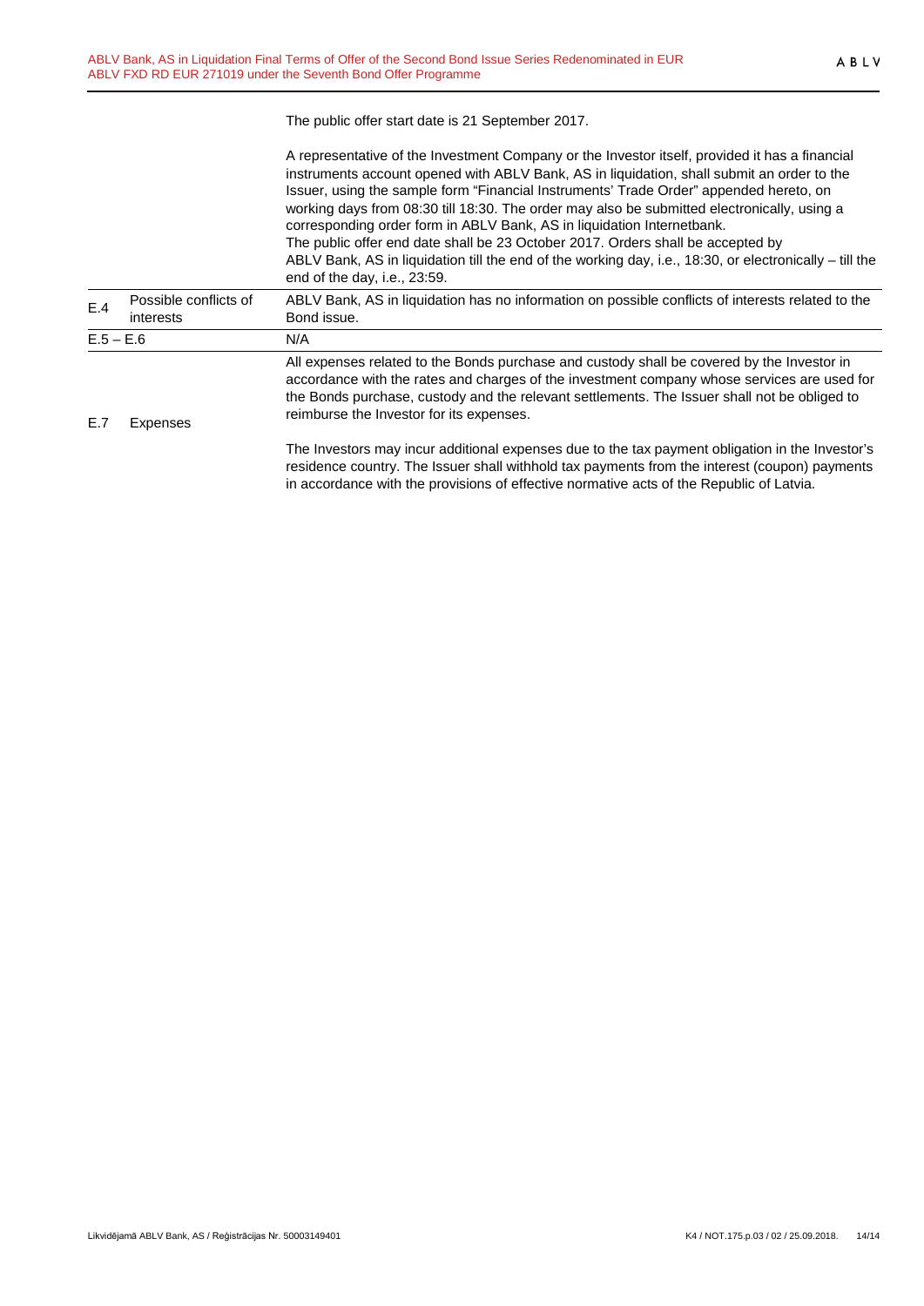| | | |
|---|---|---|
| | | The public offer start date is 21 September 2017.<br><br>A representative of the Investment Company or the Investor itself, provided it has a financial instruments account opened with ABLV Bank, AS in liquidation, shall submit an order to the Issuer, using the sample form "Financial Instruments' Trade Order" appended hereto, on working days from 08:30 till 18:30. The order may also be submitted electronically, using a corresponding order form in ABLV Bank, AS in liquidation Internetbank.<br>The public offer end date shall be 23 October 2017. Orders shall be accepted by ABLV Bank, AS in liquidation till the end of the working day, i.e., 18:30, or electronically – till the end of the day, i.e., 23:59. |
| E.4 | Possible conflicts of interests | ABLV Bank, AS in liquidation has no information on possible conflicts of interests related to the Bond issue. |
| E.5 – E.6 | | N/A |
| E.7 | Expenses | All expenses related to the Bonds purchase and custody shall be covered by the Investor in accordance with the rates and charges of the investment company whose services are used for the Bonds purchase, custody and the relevant settlements. The Issuer shall not be obliged to reimburse the Investor for its expenses.<br><br>The Investors may incur additional expenses due to the tax payment obligation in the Investor's residence country. The Issuer shall withhold tax payments from the interest (coupon) payments in accordance with the provisions of effective normative acts of the Republic of Latvia. |